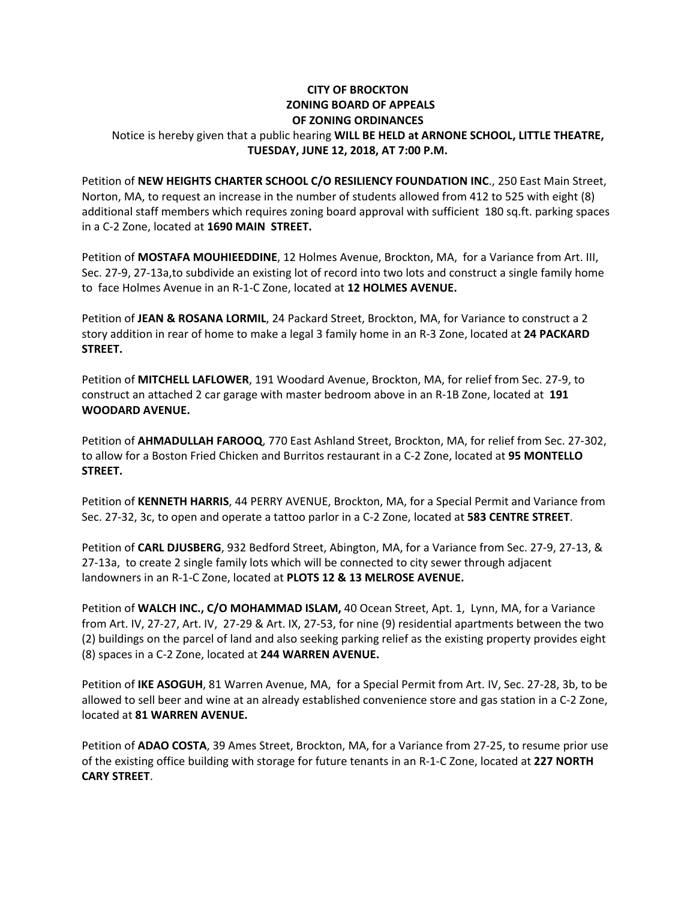**CITY OF BROCKTON**
**ZONING BOARD OF APPEALS**
**OF ZONING ORDINANCES**

Notice is hereby given that a public hearing **WILL BE HELD at ARNONE SCHOOL, LITTLE THEATRE, TUESDAY, JUNE 12, 2018, AT 7:00 P.M.**

Petition of **NEW HEIGHTS CHARTER SCHOOL C/O RESILIENCY FOUNDATION INC.**, 250 East Main Street, Norton, MA, to request an increase in the number of students allowed from 412 to 525 with eight (8) additional staff members which requires zoning board approval with sufficient 180 sq.ft. parking spaces in a C-2 Zone, located at **1690 MAIN STREET.**

Petition of **MOSTAFA MOUHIEEDDINE**, 12 Holmes Avenue, Brockton, MA, for a Variance from Art. III, Sec. 27-9, 27-13a,to subdivide an existing lot of record into two lots and construct a single family home to face Holmes Avenue in an R-1-C Zone, located at **12 HOLMES AVENUE.**

Petition of **JEAN & ROSANA LORMIL**, 24 Packard Street, Brockton, MA, for Variance to construct a 2 story addition in rear of home to make a legal 3 family home in an R-3 Zone, located at **24 PACKARD STREET.**

Petition of **MITCHELL LAFLOWER**, 191 Woodard Avenue, Brockton, MA, for relief from Sec. 27-9, to construct an attached 2 car garage with master bedroom above in an R-1B Zone, located at **191 WOODARD AVENUE.**

Petition of **AHMADULLAH FAROOQ**, 770 East Ashland Street, Brockton, MA, for relief from Sec. 27-302, to allow for a Boston Fried Chicken and Burritos restaurant in a C-2 Zone, located at **95 MONTELLO STREET.**

Petition of **KENNETH HARRIS**, 44 PERRY AVENUE, Brockton, MA, for a Special Permit and Variance from Sec. 27-32, 3c, to open and operate a tattoo parlor in a C-2 Zone, located at **583 CENTRE STREET**.

Petition of **CARL DJUSBERG**, 932 Bedford Street, Abington, MA, for a Variance from Sec. 27-9, 27-13, & 27-13a, to create 2 single family lots which will be connected to city sewer through adjacent landowners in an R-1-C Zone, located at **PLOTS 12 & 13 MELROSE AVENUE.**

Petition of **WALCH INC., C/O MOHAMMAD ISLAM,** 40 Ocean Street, Apt. 1, Lynn, MA, for a Variance from Art. IV, 27-27, Art. IV, 27-29 & Art. IX, 27-53, for nine (9) residential apartments between the two (2) buildings on the parcel of land and also seeking parking relief as the existing property provides eight (8) spaces in a C-2 Zone, located at **244 WARREN AVENUE.**

Petition of **IKE ASOGUH**, 81 Warren Avenue, MA, for a Special Permit from Art. IV, Sec. 27-28, 3b, to be allowed to sell beer and wine at an already established convenience store and gas station in a C-2 Zone, located at **81 WARREN AVENUE.**

Petition of **ADAO COSTA**, 39 Ames Street, Brockton, MA, for a Variance from 27-25, to resume prior use of the existing office building with storage for future tenants in an R-1-C Zone, located at **227 NORTH CARY STREET**.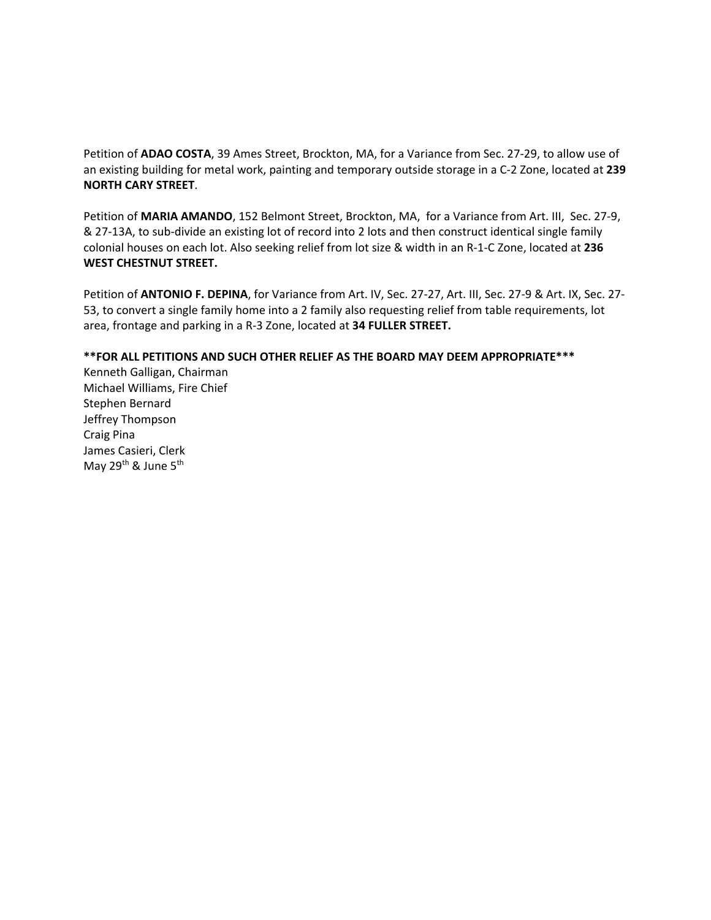Petition of **ADAO COSTA**, 39 Ames Street, Brockton, MA, for a Variance from Sec. 27-29, to allow use of an existing building for metal work, painting and temporary outside storage in a C-2 Zone, located at **239 NORTH CARY STREET**.

Petition of **MARIA AMANDO**, 152 Belmont Street, Brockton, MA, for a Variance from Art. III, Sec. 27-9, & 27-13A, to sub-divide an existing lot of record into 2 lots and then construct identical single family colonial houses on each lot. Also seeking relief from lot size & width in an R-1-C Zone, located at **236 WEST CHESTNUT STREET.**

Petition of **ANTONIO F. DEPINA**, for Variance from Art. IV, Sec. 27-27, Art. III, Sec. 27-9 & Art. IX, Sec. 27-53, to convert a single family home into a 2 family also requesting relief from table requirements, lot area, frontage and parking in a R-3 Zone, located at **34 FULLER STREET.**

****FOR ALL PETITIONS AND SUCH OTHER RELIEF AS THE BOARD MAY DEEM APPROPRIATE*****

Kenneth Galligan, Chairman
Michael Williams, Fire Chief
Stephen Bernard
Jeffrey Thompson
Craig Pina
James Casieri, Clerk
May 29th & June 5th